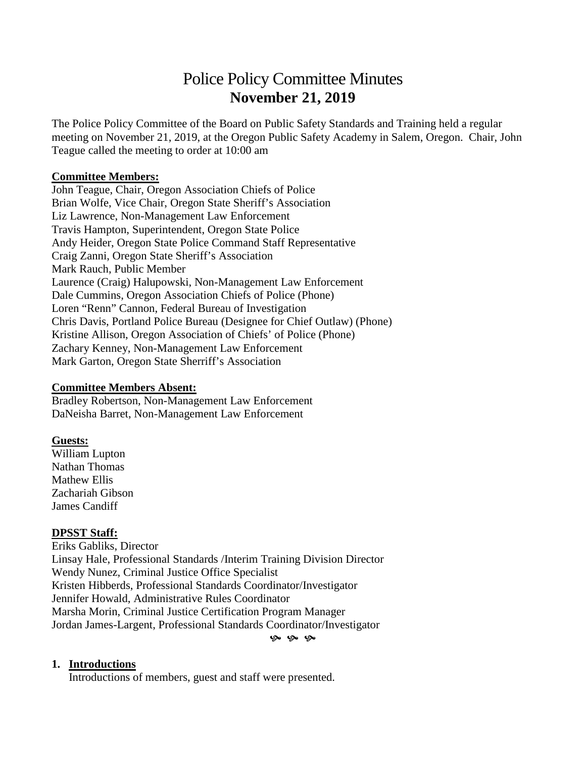# Police Policy Committee Minutes

## November 21, 2019

The Police Policy Committee of the Board on Public Safety Standards and Training held a regular meeting on November 21, 2019, at the Oregon Public Safety Academy in Salem, Oregon. Chair, John Teague called the meeting to order at 10:00 am

**Committee Members:**

John Teague, Chair, Oregon Association Chiefs of Police
Brian Wolfe, Vice Chair, Oregon State Sheriff's Association
Liz Lawrence, Non-Management Law Enforcement
Travis Hampton, Superintendent, Oregon State Police
Andy Heider, Oregon State Police Command Staff Representative
Craig Zanni, Oregon State Sheriff's Association
Mark Rauch, Public Member
Laurence (Craig) Halupowski, Non-Management Law Enforcement
Dale Cummins, Oregon Association Chiefs of Police (Phone)
Loren "Renn" Cannon, Federal Bureau of Investigation
Chris Davis, Portland Police Bureau (Designee for Chief Outlaw) (Phone)
Kristine Allison, Oregon Association of Chiefs' of Police (Phone)
Zachary Kenney, Non-Management Law Enforcement
Mark Garton, Oregon State Sherriff's Association

**Committee Members Absent:**

Bradley Robertson, Non-Management Law Enforcement
DaNeisha Barret, Non-Management Law Enforcement

**Guests:**

William Lupton
Nathan Thomas
Mathew Ellis
Zachariah Gibson
James Candiff

**DPSST Staff:**

Eriks Gabliks, Director
Linsay Hale, Professional Standards /Interim Training Division Director
Wendy Nunez, Criminal Justice Office Specialist
Kristen Hibberds, Professional Standards Coordinator/Investigator
Jennifer Howald, Administrative Rules Coordinator
Marsha Morin, Criminal Justice Certification Program Manager
Jordan James-Largent, Professional Standards Coordinator/Investigator

1. **Introductions**
   Introductions of members, guest and staff were presented.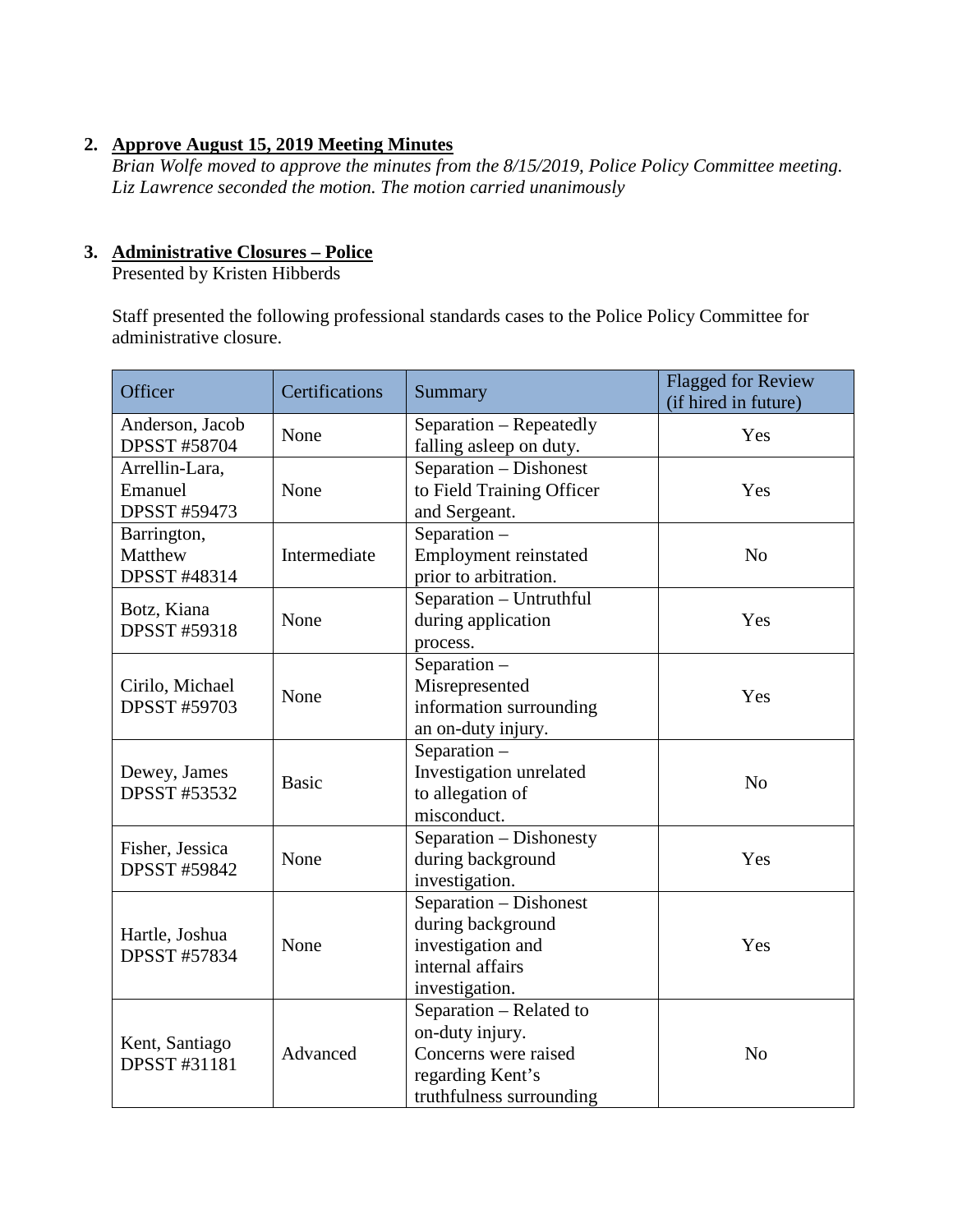2. **Approve August 15, 2019 Meeting Minutes**
   *Brian Wolfe moved to approve the minutes from the 8/15/2019, Police Policy Committee meeting. Liz Lawrence seconded the motion. The motion carried unanimously*

3. **Administrative Closures – Police**
   Presented by Kristen Hibberds

   Staff presented the following professional standards cases to the Police Policy Committee for administrative closure.

| Officer | Certifications | Summary | Flagged for Review (if hired in future) |
|---|---|---|---|
| Anderson, Jacob DPSST #58704 | None | Separation – Repeatedly falling asleep on duty. | Yes |
| Arrellin-Lara, Emanuel DPSST #59473 | None | Separation – Dishonest to Field Training Officer and Sergeant. | Yes |
| Barrington, Matthew DPSST #48314 | Intermediate | Separation – Employment reinstated prior to arbitration. | No |
| Botz, Kiana DPSST #59318 | None | Separation – Untruthful during application process. | Yes |
| Cirilo, Michael DPSST #59703 | None | Separation – Misrepresented information surrounding an on-duty injury. | Yes |
| Dewey, James DPSST #53532 | Basic | Separation – Investigation unrelated to allegation of misconduct. | No |
| Fisher, Jessica DPSST #59842 | None | Separation – Dishonesty during background investigation. | Yes |
| Hartle, Joshua DPSST #57834 | None | Separation – Dishonest during background investigation and internal affairs investigation. | Yes |
| Kent, Santiago DPSST #31181 | Advanced | Separation – Related to on-duty injury. Concerns were raised regarding Kent's truthfulness surrounding | No |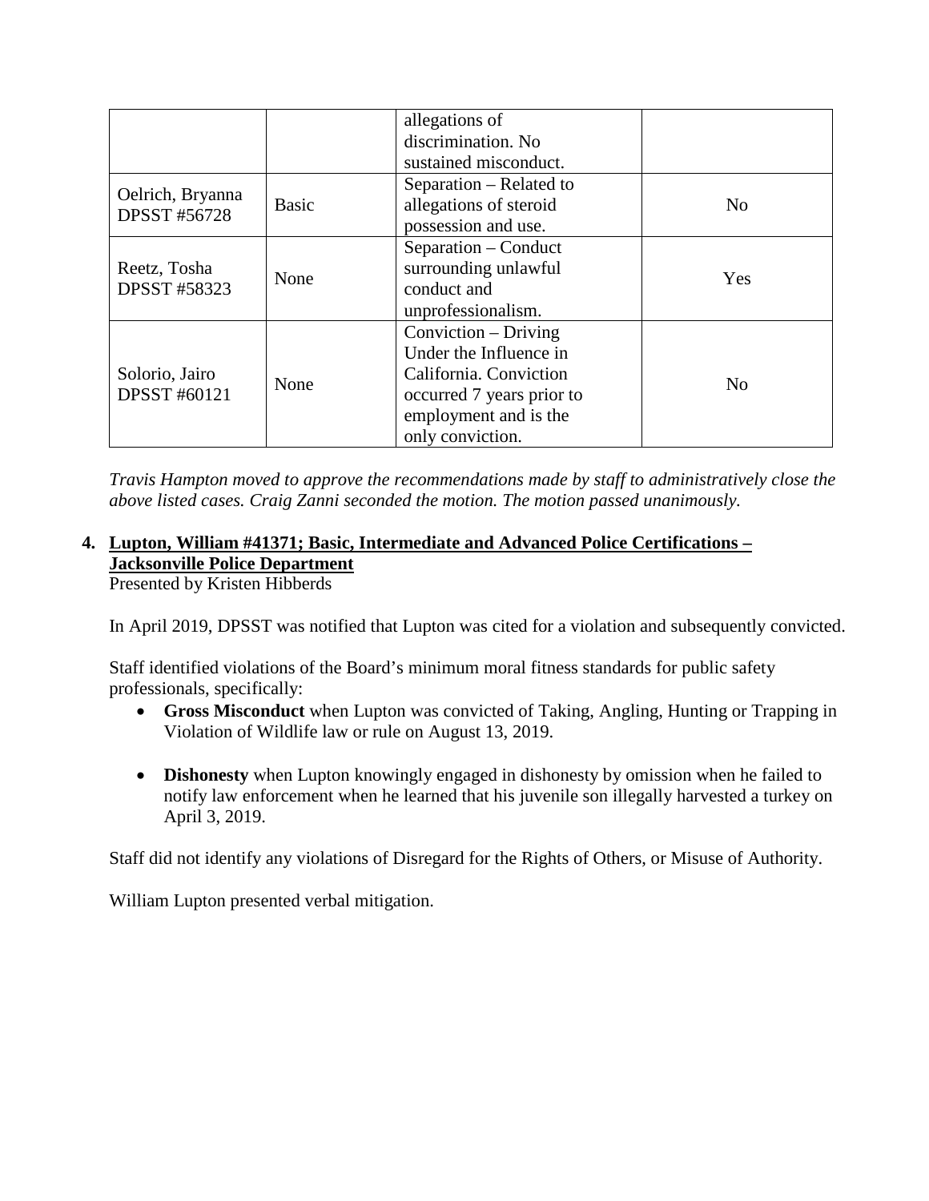| | | allegations of discrimination. No sustained misconduct. | |
|---|---|---|---|
| Oelrich, Bryanna DPSST #56728 | Basic | Separation – Related to allegations of steroid possession and use. | No |
| Reetz, Tosha DPSST #58323 | None | Separation – Conduct surrounding unlawful conduct and unprofessionalism. | Yes |
| Solorio, Jairo DPSST #60121 | None | Conviction – Driving Under the Influence in California. Conviction occurred 7 years prior to employment and is the only conviction. | No |

*Travis Hampton moved to approve the recommendations made by staff to administratively close the above listed cases. Craig Zanni seconded the motion. The motion passed unanimously.*

**4. Lupton, William #41371; Basic, Intermediate and Advanced Police Certifications – Jacksonville Police Department**

Presented by Kristen Hibberds

In April 2019, DPSST was notified that Lupton was cited for a violation and subsequently convicted.

Staff identified violations of the Board's minimum moral fitness standards for public safety professionals, specifically:

- **Gross Misconduct** when Lupton was convicted of Taking, Angling, Hunting or Trapping in Violation of Wildlife law or rule on August 13, 2019.
- **Dishonesty** when Lupton knowingly engaged in dishonesty by omission when he failed to notify law enforcement when he learned that his juvenile son illegally harvested a turkey on April 3, 2019.

Staff did not identify any violations of Disregard for the Rights of Others, or Misuse of Authority.

William Lupton presented verbal mitigation.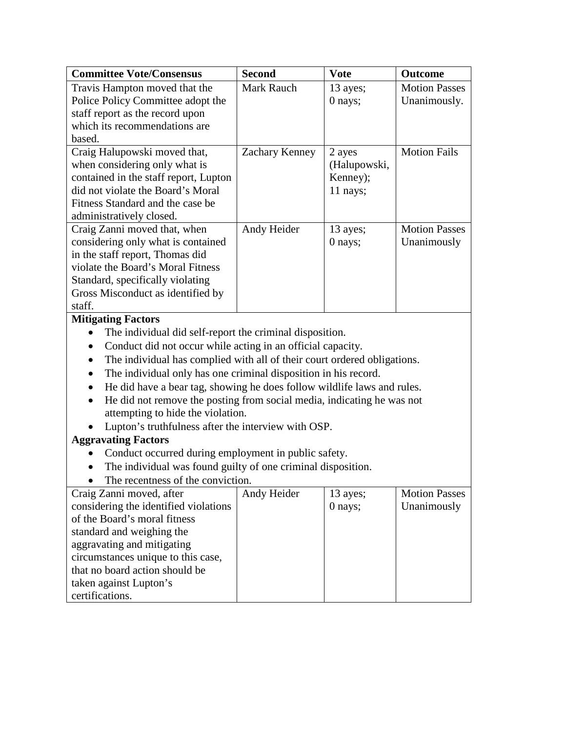| Committee Vote/Consensus | Second | Vote | Outcome |
|---|---|---|---|
| Travis Hampton moved that the Police Policy Committee adopt the staff report as the record upon which its recommendations are based. | Mark Rauch | 13 ayes; 0 nays; | Motion Passes Unanimously. |
| Craig Halupowski moved that, when considering only what is contained in the staff report, Lupton did not violate the Board's Moral Fitness Standard and the case be administratively closed. | Zachary Kenney | 2 ayes (Halupowski, Kenney); 11 nays; | Motion Fails |
| Craig Zanni moved that, when considering only what is contained in the staff report, Thomas did violate the Board's Moral Fitness Standard, specifically violating Gross Misconduct as identified by staff. | Andy Heider | 13 ayes; 0 nays; | Motion Passes Unanimously |

**Mitigating Factors**

- The individual did self-report the criminal disposition.
- Conduct did not occur while acting in an official capacity.
- The individual has complied with all of their court ordered obligations.
- The individual only has one criminal disposition in his record.
- He did have a bear tag, showing he does follow wildlife laws and rules.
- He did not remove the posting from social media, indicating he was not attempting to hide the violation.
- Lupton's truthfulness after the interview with OSP.

**Aggravating Factors**

- Conduct occurred during employment in public safety.
- The individual was found guilty of one criminal disposition.
- The recentness of the conviction.

| Committee Vote/Consensus | Second | Vote | Outcome |
|---|---|---|---|
| Craig Zanni moved, after considering the identified violations of the Board's moral fitness standard and weighing the aggravating and mitigating circumstances unique to this case, that no board action should be taken against Lupton's certifications. | Andy Heider | 13 ayes; 0 nays; | Motion Passes Unanimously |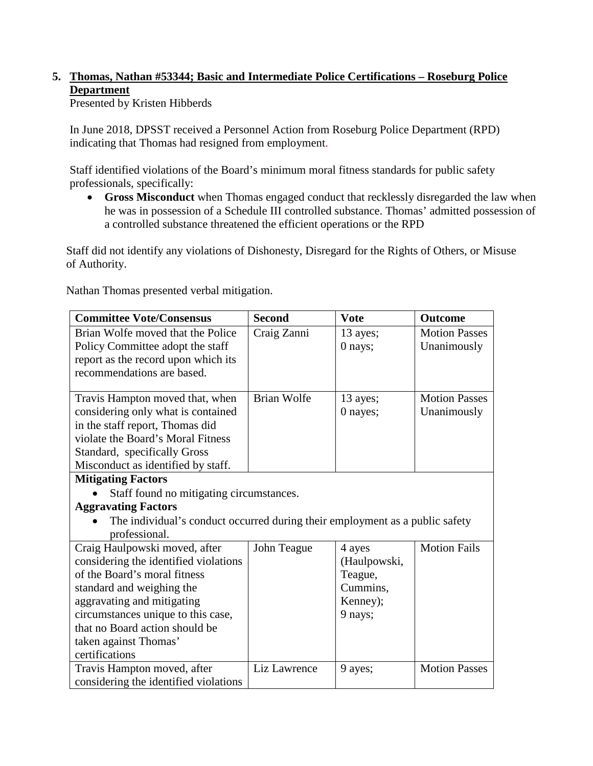**5. Thomas, Nathan #53344; Basic and Intermediate Police Certifications – Roseburg Police Department**

Presented by Kristen Hibberds

In June 2018, DPSST received a Personnel Action from Roseburg Police Department (RPD) indicating that Thomas had resigned from employment.

Staff identified violations of the Board's minimum moral fitness standards for public safety professionals, specifically:

- **Gross Misconduct** when Thomas engaged conduct that recklessly disregarded the law when he was in possession of a Schedule III controlled substance. Thomas' admitted possession of a controlled substance threatened the efficient operations or the RPD

Staff did not identify any violations of Dishonesty, Disregard for the Rights of Others, or Misuse of Authority.

Nathan Thomas presented verbal mitigation.

| Committee Vote/Consensus | Second | Vote | Outcome |
|---|---|---|---|
| Brian Wolfe moved that the Police Policy Committee adopt the staff report as the record upon which its recommendations are based. | Craig Zanni | 13 ayes; 0 nays; | Motion Passes Unanimously |
| Travis Hampton moved that, when considering only what is contained in the staff report, Thomas did violate the Board's Moral Fitness Standard, specifically Gross Misconduct as identified by staff. | Brian Wolfe | 13 ayes; 0 nayes; | Motion Passes Unanimously |
| **Mitigating Factors**<br>• Staff found no mitigating circumstances.<br>**Aggravating Factors**<br>• The individual's conduct occurred during their employment as a public safety professional. | | | |
| Craig Haulpowski moved, after considering the identified violations of the Board's moral fitness standard and weighing the aggravating and mitigating circumstances unique to this case, that no Board action should be taken against Thomas' certifications | John Teague | 4 ayes (Haulpowski, Teague, Cummins, Kenney); 9 nays; | Motion Fails |
| Travis Hampton moved, after considering the identified violations | Liz Lawrence | 9 ayes; | Motion Passes |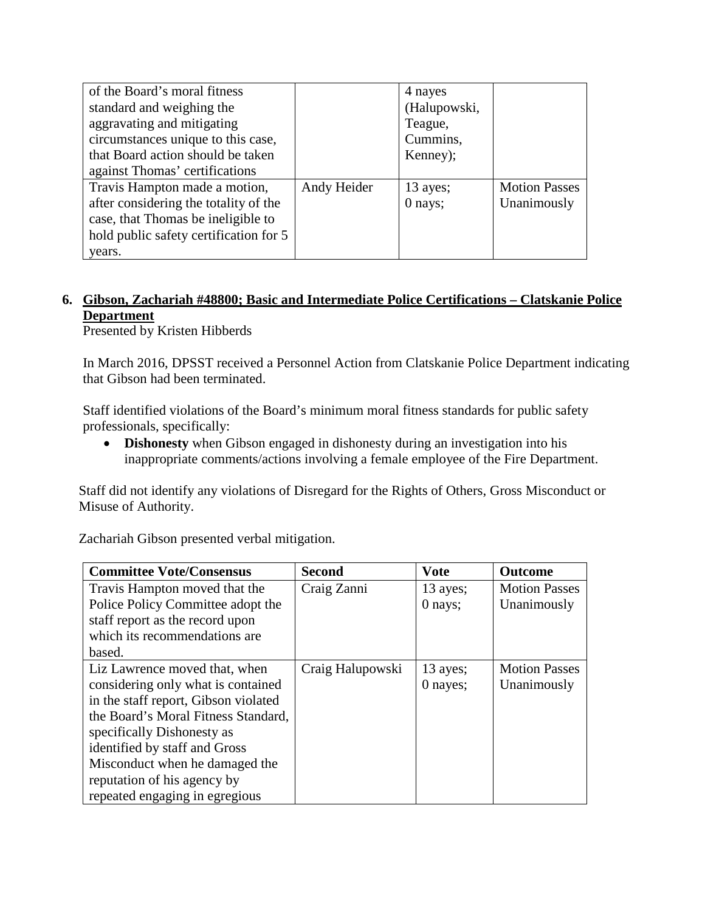| | | | |
|---|---|---|---|
| of the Board's moral fitness standard and weighing the aggravating and mitigating circumstances unique to this case, that Board action should be taken against Thomas' certifications | | 4 nayes (Halupowski, Teague, Cummins, Kenney); | |
| Travis Hampton made a motion, after considering the totality of the case, that Thomas be ineligible to hold public safety certification for 5 years. | Andy Heider | 13 ayes; 0 nays; | Motion Passes Unanimously |

**6. Gibson, Zachariah #48800; Basic and Intermediate Police Certifications – Clatskanie Police Department**

Presented by Kristen Hibberds

In March 2016, DPSST received a Personnel Action from Clatskanie Police Department indicating that Gibson had been terminated.

Staff identified violations of the Board's minimum moral fitness standards for public safety professionals, specifically:

- **Dishonesty** when Gibson engaged in dishonesty during an investigation into his inappropriate comments/actions involving a female employee of the Fire Department.

Staff did not identify any violations of Disregard for the Rights of Others, Gross Misconduct or Misuse of Authority.

Zachariah Gibson presented verbal mitigation.

| Committee Vote/Consensus | Second | Vote | Outcome |
|---|---|---|---|
| Travis Hampton moved that the Police Policy Committee adopt the staff report as the record upon which its recommendations are based. | Craig Zanni | 13 ayes; 0 nays; | Motion Passes Unanimously |
| Liz Lawrence moved that, when considering only what is contained in the staff report, Gibson violated the Board's Moral Fitness Standard, specifically Dishonesty as identified by staff and Gross Misconduct when he damaged the reputation of his agency by repeated engaging in egregious | Craig Halupowski | 13 ayes; 0 nayes; | Motion Passes Unanimously |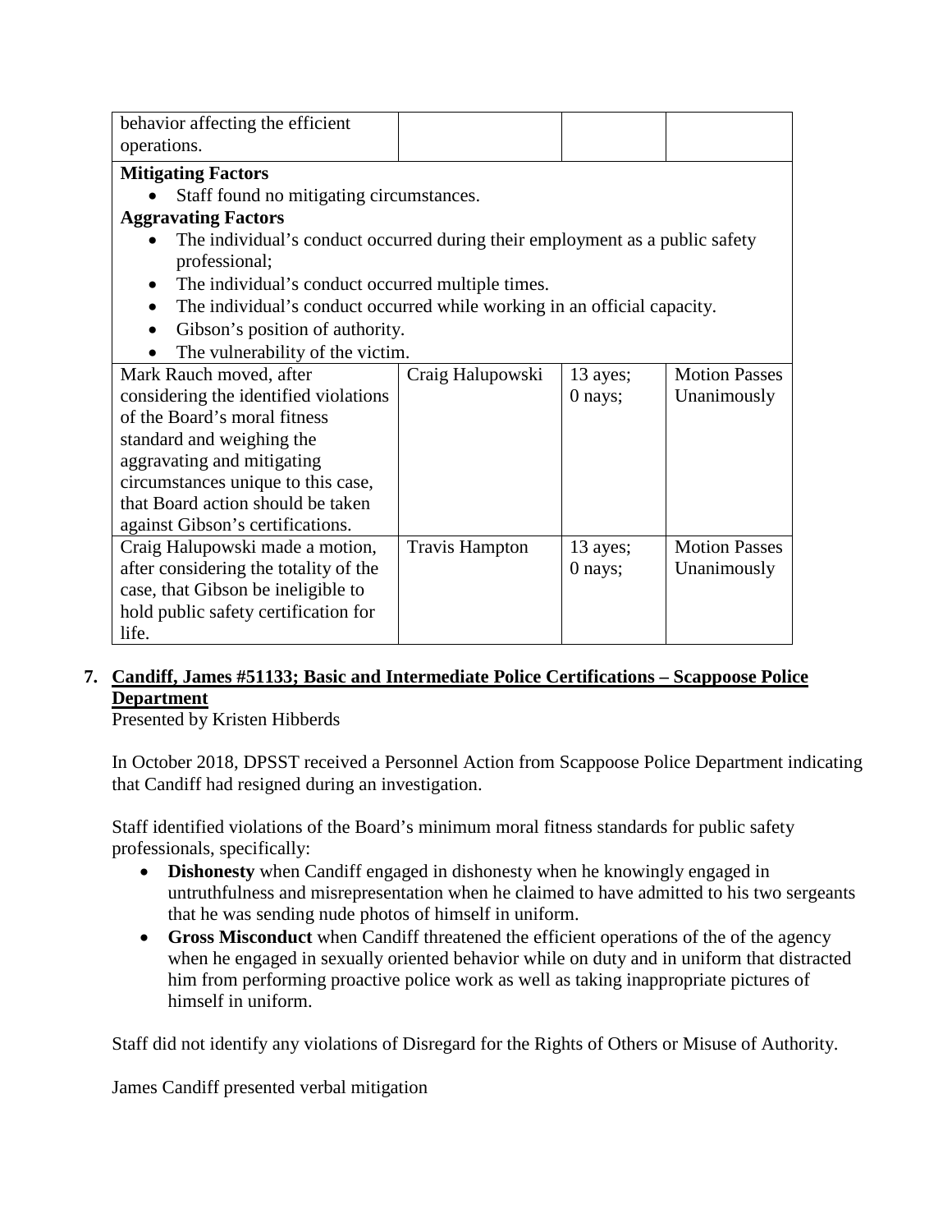| | | | |
|---|---|---|---|
| behavior affecting the efficient operations. | | | |

**Mitigating Factors**

- Staff found no mitigating circumstances.

**Aggravating Factors**

- The individual's conduct occurred during their employment as a public safety professional;
- The individual's conduct occurred multiple times.
- The individual's conduct occurred while working in an official capacity.
- Gibson's position of authority.
- The vulnerability of the victim.

| | | | |
|---|---|---|---|
| Mark Rauch moved, after considering the identified violations of the Board's moral fitness standard and weighing the aggravating and mitigating circumstances unique to this case, that Board action should be taken against Gibson's certifications. | Craig Halupowski | 13 ayes; 0 nays; | Motion Passes Unanimously |
| Craig Halupowski made a motion, after considering the totality of the case, that Gibson be ineligible to hold public safety certification for life. | Travis Hampton | 13 ayes; 0 nays; | Motion Passes Unanimously |

**7. Candiff, James #51133; Basic and Intermediate Police Certifications – Scappoose Police Department**

Presented by Kristen Hibberds

In October 2018, DPSST received a Personnel Action from Scappoose Police Department indicating that Candiff had resigned during an investigation.

Staff identified violations of the Board's minimum moral fitness standards for public safety professionals, specifically:

- **Dishonesty** when Candiff engaged in dishonesty when he knowingly engaged in untruthfulness and misrepresentation when he claimed to have admitted to his two sergeants that he was sending nude photos of himself in uniform.
- **Gross Misconduct** when Candiff threatened the efficient operations of the of the agency when he engaged in sexually oriented behavior while on duty and in uniform that distracted him from performing proactive police work as well as taking inappropriate pictures of himself in uniform.

Staff did not identify any violations of Disregard for the Rights of Others or Misuse of Authority.

James Candiff presented verbal mitigation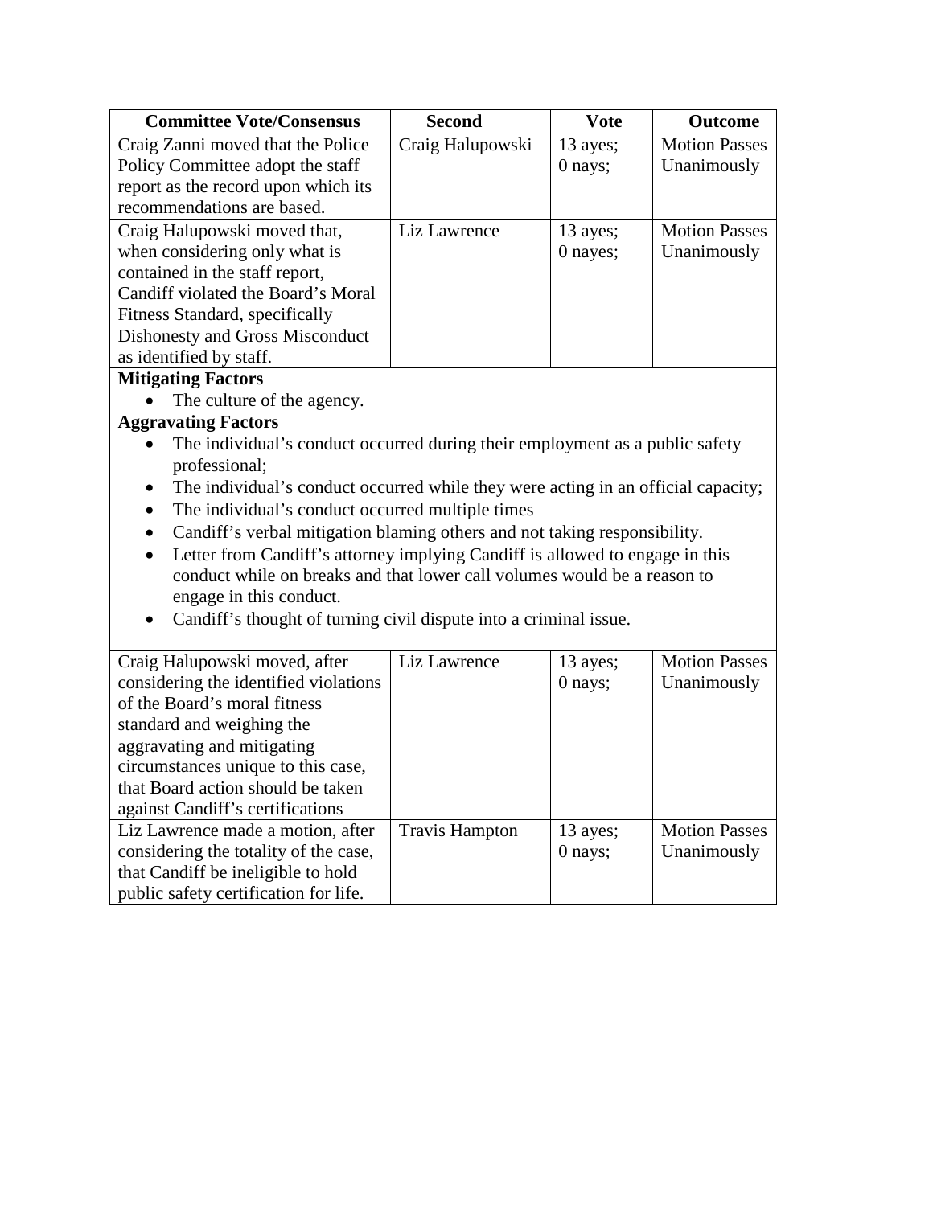| Committee Vote/Consensus | Second | Vote | Outcome |
|---|---|---|---|
| Craig Zanni moved that the Police Policy Committee adopt the staff report as the record upon which its recommendations are based. | Craig Halupowski | 13 ayes; 0 nays; | Motion Passes Unanimously |
| Craig Halupowski moved that, when considering only what is contained in the staff report, Candiff violated the Board's Moral Fitness Standard, specifically Dishonesty and Gross Misconduct as identified by staff. | Liz Lawrence | 13 ayes; 0 nayes; | Motion Passes Unanimously |

**Mitigating Factors**

- The culture of the agency.

**Aggravating Factors**

- The individual's conduct occurred during their employment as a public safety professional;
- The individual's conduct occurred while they were acting in an official capacity;
- The individual's conduct occurred multiple times
- Candiff's verbal mitigation blaming others and not taking responsibility.
- Letter from Candiff's attorney implying Candiff is allowed to engage in this conduct while on breaks and that lower call volumes would be a reason to engage in this conduct.
- Candiff's thought of turning civil dispute into a criminal issue.

| Committee Vote/Consensus | Second | Vote | Outcome |
|---|---|---|---|
| Craig Halupowski moved, after considering the identified violations of the Board's moral fitness standard and weighing the aggravating and mitigating circumstances unique to this case, that Board action should be taken against Candiff's certifications | Liz Lawrence | 13 ayes; 0 nays; | Motion Passes Unanimously |
| Liz Lawrence made a motion, after considering the totality of the case, that Candiff be ineligible to hold public safety certification for life. | Travis Hampton | 13 ayes; 0 nays; | Motion Passes Unanimously |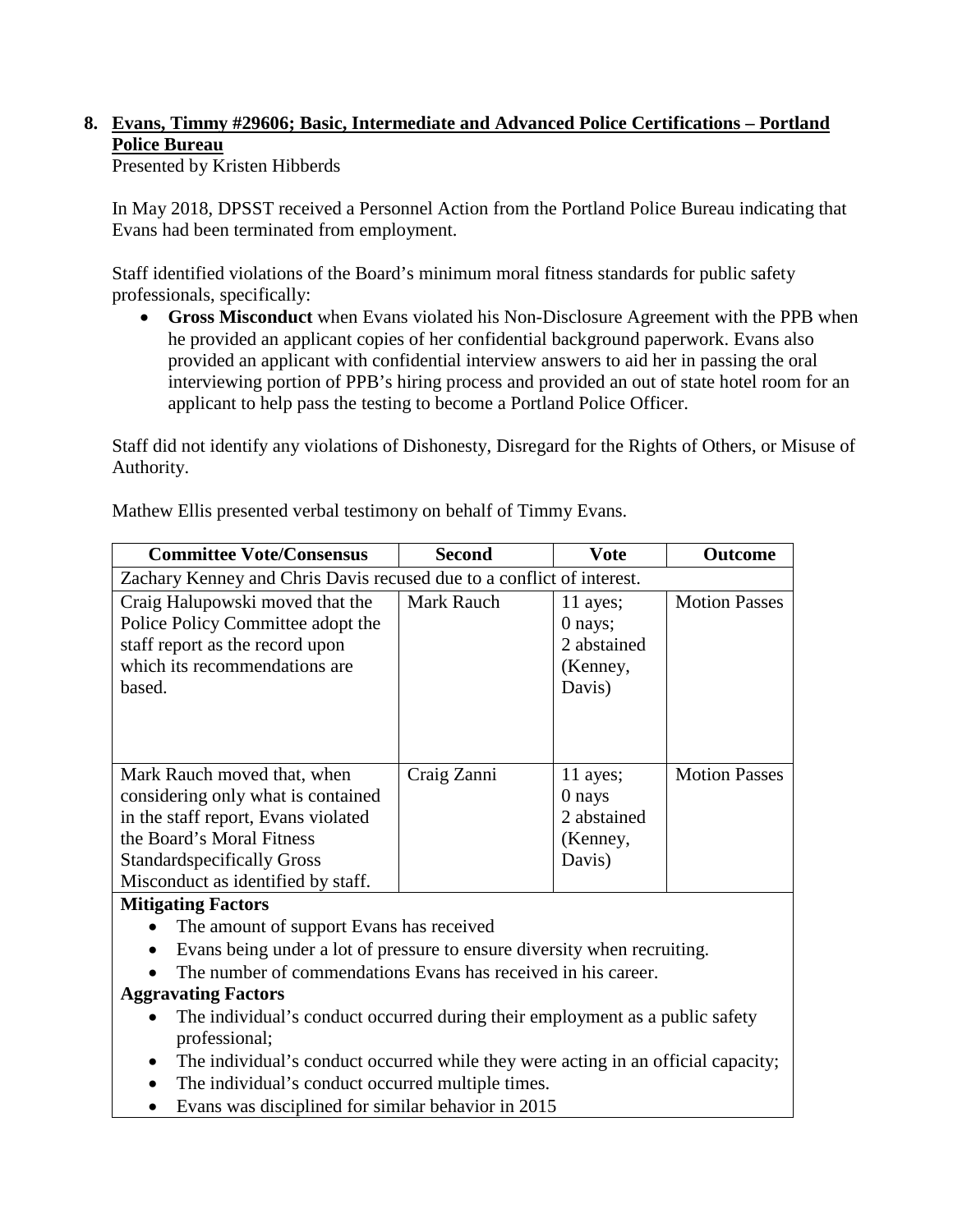**8. Evans, Timmy #29606; Basic, Intermediate and Advanced Police Certifications – Portland Police Bureau**

Presented by Kristen Hibberds

In May 2018, DPSST received a Personnel Action from the Portland Police Bureau indicating that Evans had been terminated from employment.

Staff identified violations of the Board's minimum moral fitness standards for public safety professionals, specifically:

- **Gross Misconduct** when Evans violated his Non-Disclosure Agreement with the PPB when he provided an applicant copies of her confidential background paperwork. Evans also provided an applicant with confidential interview answers to aid her in passing the oral interviewing portion of PPB's hiring process and provided an out of state hotel room for an applicant to help pass the testing to become a Portland Police Officer.

Staff did not identify any violations of Dishonesty, Disregard for the Rights of Others, or Misuse of Authority.

Mathew Ellis presented verbal testimony on behalf of Timmy Evans.

| Committee Vote/Consensus | Second | Vote | Outcome |
|---|---|---|---|
| Zachary Kenney and Chris Davis recused due to a conflict of interest. | | | |
| Craig Halupowski moved that the Police Policy Committee adopt the staff report as the record upon which its recommendations are based. | Mark Rauch | 11 ayes; 0 nays; 2 abstained (Kenney, Davis) | Motion Passes |
| Mark Rauch moved that, when considering only what is contained in the staff report, Evans violated the Board's Moral Fitness Standardspecifically Gross Misconduct as identified by staff. | Craig Zanni | 11 ayes; 0 nays 2 abstained (Kenney, Davis) | Motion Passes |

**Mitigating Factors**

- The amount of support Evans has received
- Evans being under a lot of pressure to ensure diversity when recruiting.
- The number of commendations Evans has received in his career.

**Aggravating Factors**

- The individual's conduct occurred during their employment as a public safety professional;
- The individual's conduct occurred while they were acting in an official capacity;
- The individual's conduct occurred multiple times.
- Evans was disciplined for similar behavior in 2015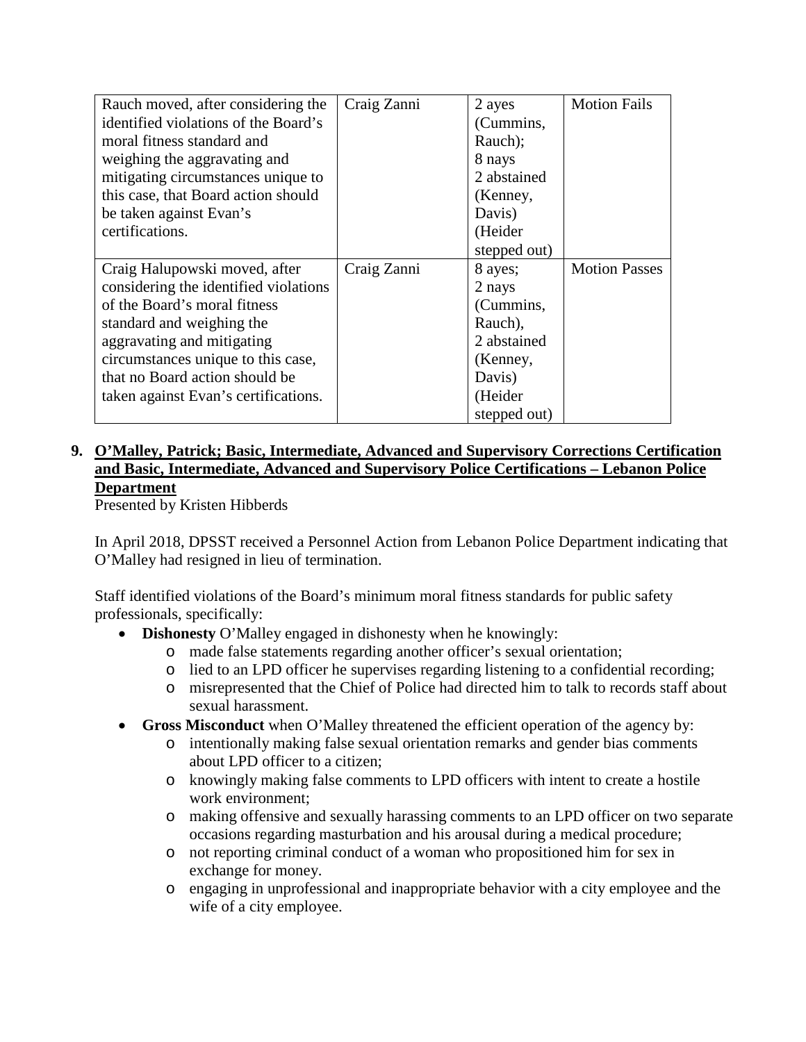| | | | |
|---|---|---|---|
| Rauch moved, after considering the identified violations of the Board's moral fitness standard and weighing the aggravating and mitigating circumstances unique to this case, that Board action should be taken against Evan's certifications. | Craig Zanni | 2 ayes (Cummins, Rauch); 8 nays 2 abstained (Kenney, Davis) (Heider stepped out) | Motion Fails |
| Craig Halupowski moved, after considering the identified violations of the Board's moral fitness standard and weighing the aggravating and mitigating circumstances unique to this case, that no Board action should be taken against Evan's certifications. | Craig Zanni | 8 ayes; 2 nays (Cummins, Rauch), 2 abstained (Kenney, Davis) (Heider stepped out) | Motion Passes |

## 9. O'Malley, Patrick; Basic, Intermediate, Advanced and Supervisory Corrections Certification and Basic, Intermediate, Advanced and Supervisory Police Certifications – Lebanon Police Department

Presented by Kristen Hibberds

In April 2018, DPSST received a Personnel Action from Lebanon Police Department indicating that O'Malley had resigned in lieu of termination.

Staff identified violations of the Board's minimum moral fitness standards for public safety professionals, specifically:

- **Dishonesty** O'Malley engaged in dishonesty when he knowingly:
  - made false statements regarding another officer's sexual orientation;
  - lied to an LPD officer he supervises regarding listening to a confidential recording;
  - misrepresented that the Chief of Police had directed him to talk to records staff about sexual harassment.
- **Gross Misconduct** when O'Malley threatened the efficient operation of the agency by:
  - intentionally making false sexual orientation remarks and gender bias comments about LPD officer to a citizen;
  - knowingly making false comments to LPD officers with intent to create a hostile work environment;
  - making offensive and sexually harassing comments to an LPD officer on two separate occasions regarding masturbation and his arousal during a medical procedure;
  - not reporting criminal conduct of a woman who propositioned him for sex in exchange for money.
  - engaging in unprofessional and inappropriate behavior with a city employee and the wife of a city employee.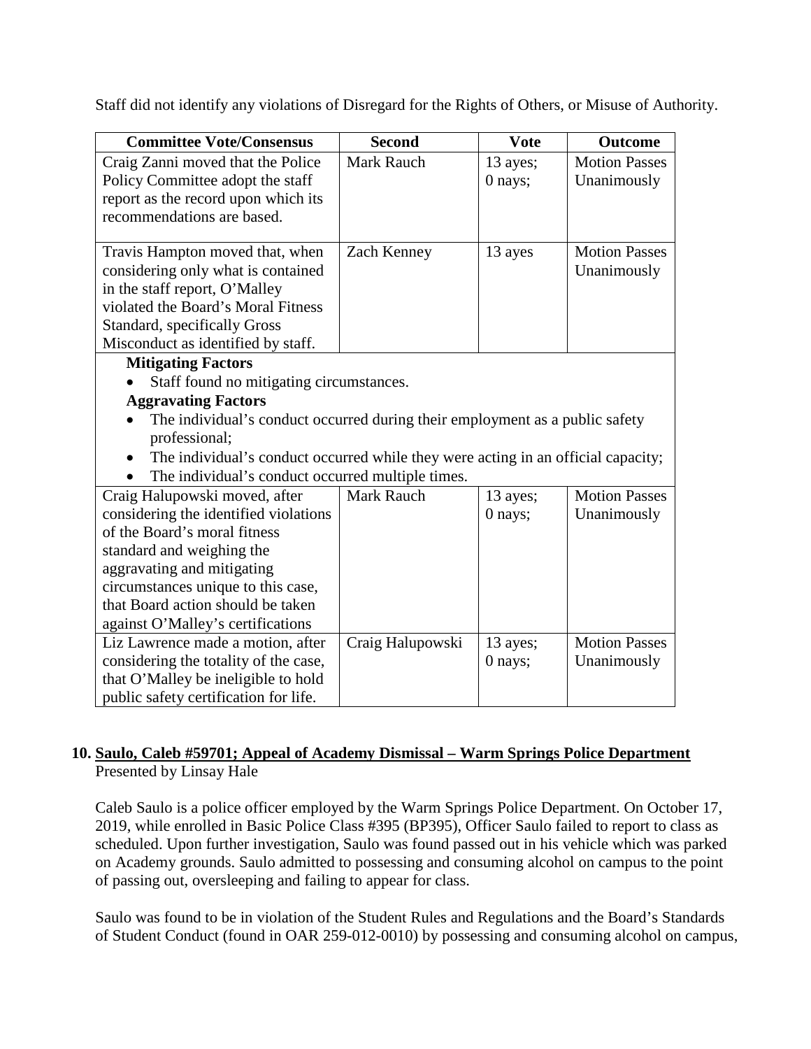Staff did not identify any violations of Disregard for the Rights of Others, or Misuse of Authority.

| Committee Vote/Consensus | Second | Vote | Outcome |
|---|---|---|---|
| Craig Zanni moved that the Police Policy Committee adopt the staff report as the record upon which its recommendations are based. | Mark Rauch | 13 ayes; 0 nays; | Motion Passes Unanimously |
| Travis Hampton moved that, when considering only what is contained in the staff report, O'Malley violated the Board's Moral Fitness Standard, specifically Gross Misconduct as identified by staff. | Zach Kenney | 13 ayes | Motion Passes Unanimously |
| **Mitigating Factors** <br> • Staff found no mitigating circumstances. <br> **Aggravating Factors** <br> • The individual's conduct occurred during their employment as a public safety professional; <br> • The individual's conduct occurred while they were acting in an official capacity; <br> • The individual's conduct occurred multiple times. | | | |
| Craig Halupowski moved, after considering the identified violations of the Board's moral fitness standard and weighing the aggravating and mitigating circumstances unique to this case, that Board action should be taken against O'Malley's certifications | Mark Rauch | 13 ayes; 0 nays; | Motion Passes Unanimously |
| Liz Lawrence made a motion, after considering the totality of the case, that O'Malley be ineligible to hold public safety certification for life. | Craig Halupowski | 13 ayes; 0 nays; | Motion Passes Unanimously |

**10. <u>Saulo, Caleb #59701; Appeal of Academy Dismissal – Warm Springs Police Department</u>**
Presented by Linsay Hale

Caleb Saulo is a police officer employed by the Warm Springs Police Department. On October 17, 2019, while enrolled in Basic Police Class #395 (BP395), Officer Saulo failed to report to class as scheduled. Upon further investigation, Saulo was found passed out in his vehicle which was parked on Academy grounds. Saulo admitted to possessing and consuming alcohol on campus to the point of passing out, oversleeping and failing to appear for class.

Saulo was found to be in violation of the Student Rules and Regulations and the Board's Standards of Student Conduct (found in OAR 259-012-0010) by possessing and consuming alcohol on campus,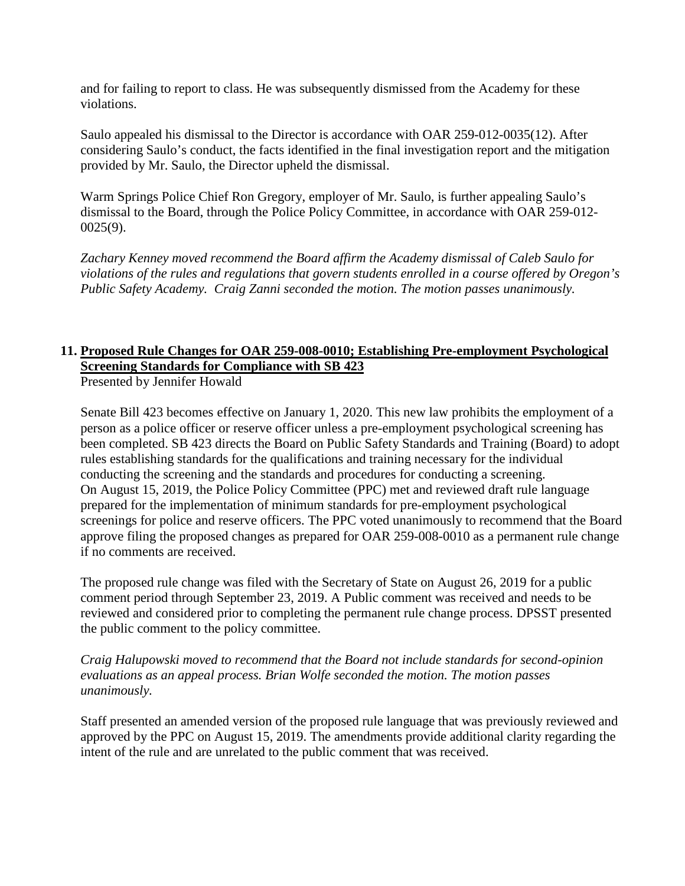and for failing to report to class. He was subsequently dismissed from the Academy for these violations.

Saulo appealed his dismissal to the Director is accordance with OAR 259-012-0035(12). After considering Saulo's conduct, the facts identified in the final investigation report and the mitigation provided by Mr. Saulo, the Director upheld the dismissal.

Warm Springs Police Chief Ron Gregory, employer of Mr. Saulo, is further appealing Saulo's dismissal to the Board, through the Police Policy Committee, in accordance with OAR 259-012-0025(9).

*Zachary Kenney moved recommend the Board affirm the Academy dismissal of Caleb Saulo for violations of the rules and regulations that govern students enrolled in a course offered by Oregon's Public Safety Academy. Craig Zanni seconded the motion. The motion passes unanimously.*

**11. Proposed Rule Changes for OAR 259-008-0010; Establishing Pre-employment Psychological Screening Standards for Compliance with SB 423**

Presented by Jennifer Howald

Senate Bill 423 becomes effective on January 1, 2020. This new law prohibits the employment of a person as a police officer or reserve officer unless a pre-employment psychological screening has been completed. SB 423 directs the Board on Public Safety Standards and Training (Board) to adopt rules establishing standards for the qualifications and training necessary for the individual conducting the screening and the standards and procedures for conducting a screening.
On August 15, 2019, the Police Policy Committee (PPC) met and reviewed draft rule language prepared for the implementation of minimum standards for pre-employment psychological screenings for police and reserve officers. The PPC voted unanimously to recommend that the Board approve filing the proposed changes as prepared for OAR 259-008-0010 as a permanent rule change if no comments are received.

The proposed rule change was filed with the Secretary of State on August 26, 2019 for a public comment period through September 23, 2019. A Public comment was received and needs to be reviewed and considered prior to completing the permanent rule change process. DPSST presented the public comment to the policy committee.

*Craig Halupowski moved to recommend that the Board not include standards for second-opinion evaluations as an appeal process. Brian Wolfe seconded the motion. The motion passes unanimously.*

Staff presented an amended version of the proposed rule language that was previously reviewed and approved by the PPC on August 15, 2019. The amendments provide additional clarity regarding the intent of the rule and are unrelated to the public comment that was received.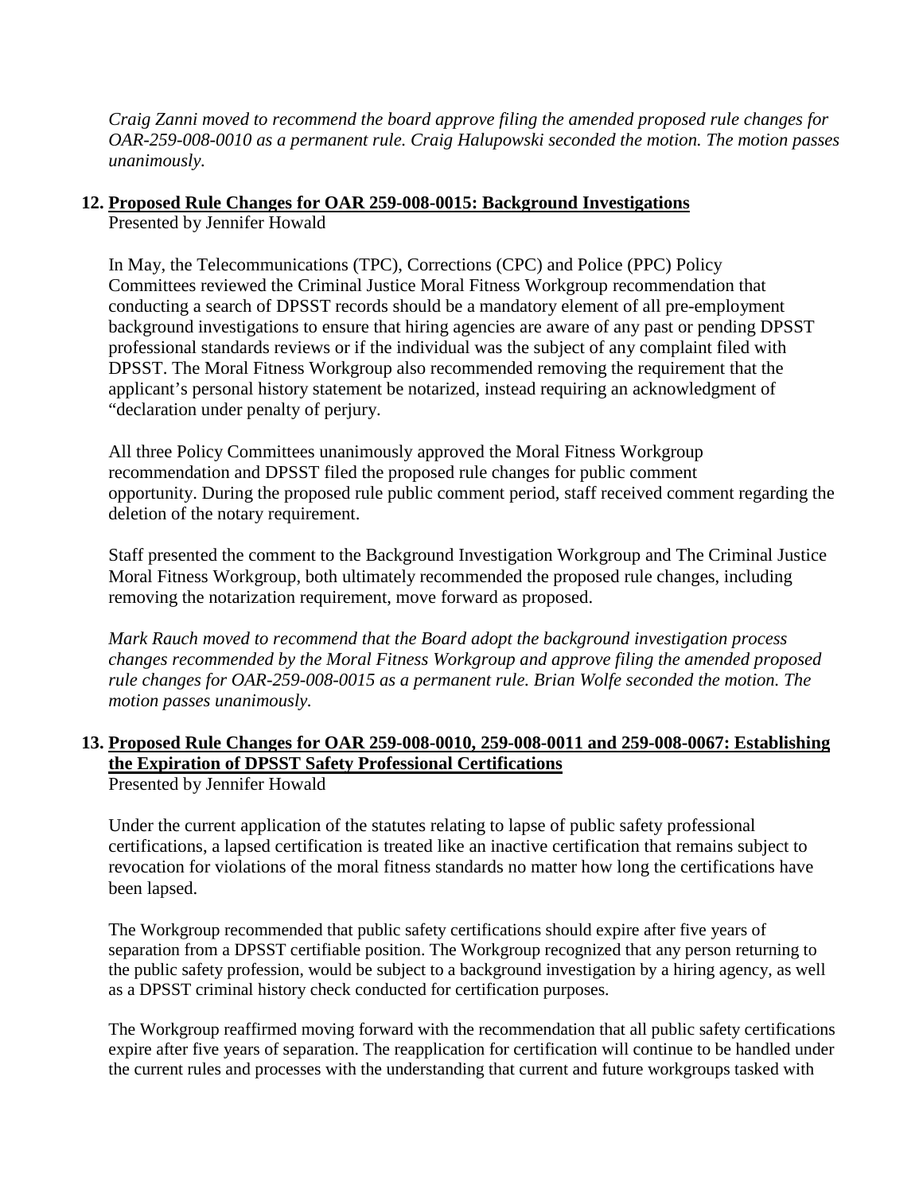*Craig Zanni moved to recommend the board approve filing the amended proposed rule changes for OAR-259-008-0010 as a permanent rule. Craig Halupowski seconded the motion. The motion passes unanimously.*

**12. Proposed Rule Changes for OAR 259-008-0015: Background Investigations**
Presented by Jennifer Howald

In May, the Telecommunications (TPC), Corrections (CPC) and Police (PPC) Policy Committees reviewed the Criminal Justice Moral Fitness Workgroup recommendation that conducting a search of DPSST records should be a mandatory element of all pre-employment background investigations to ensure that hiring agencies are aware of any past or pending DPSST professional standards reviews or if the individual was the subject of any complaint filed with DPSST. The Moral Fitness Workgroup also recommended removing the requirement that the applicant's personal history statement be notarized, instead requiring an acknowledgment of "declaration under penalty of perjury.

All three Policy Committees unanimously approved the Moral Fitness Workgroup recommendation and DPSST filed the proposed rule changes for public comment opportunity. During the proposed rule public comment period, staff received comment regarding the deletion of the notary requirement.

Staff presented the comment to the Background Investigation Workgroup and The Criminal Justice Moral Fitness Workgroup, both ultimately recommended the proposed rule changes, including removing the notarization requirement, move forward as proposed.

*Mark Rauch moved to recommend that the Board adopt the background investigation process changes recommended by the Moral Fitness Workgroup and approve filing the amended proposed rule changes for OAR-259-008-0015 as a permanent rule. Brian Wolfe seconded the motion. The motion passes unanimously.*

**13. Proposed Rule Changes for OAR 259-008-0010, 259-008-0011 and 259-008-0067: Establishing the Expiration of DPSST Safety Professional Certifications**
Presented by Jennifer Howald

Under the current application of the statutes relating to lapse of public safety professional certifications, a lapsed certification is treated like an inactive certification that remains subject to revocation for violations of the moral fitness standards no matter how long the certifications have been lapsed.

The Workgroup recommended that public safety certifications should expire after five years of separation from a DPSST certifiable position. The Workgroup recognized that any person returning to the public safety profession, would be subject to a background investigation by a hiring agency, as well as a DPSST criminal history check conducted for certification purposes.

The Workgroup reaffirmed moving forward with the recommendation that all public safety certifications expire after five years of separation. The reapplication for certification will continue to be handled under the current rules and processes with the understanding that current and future workgroups tasked with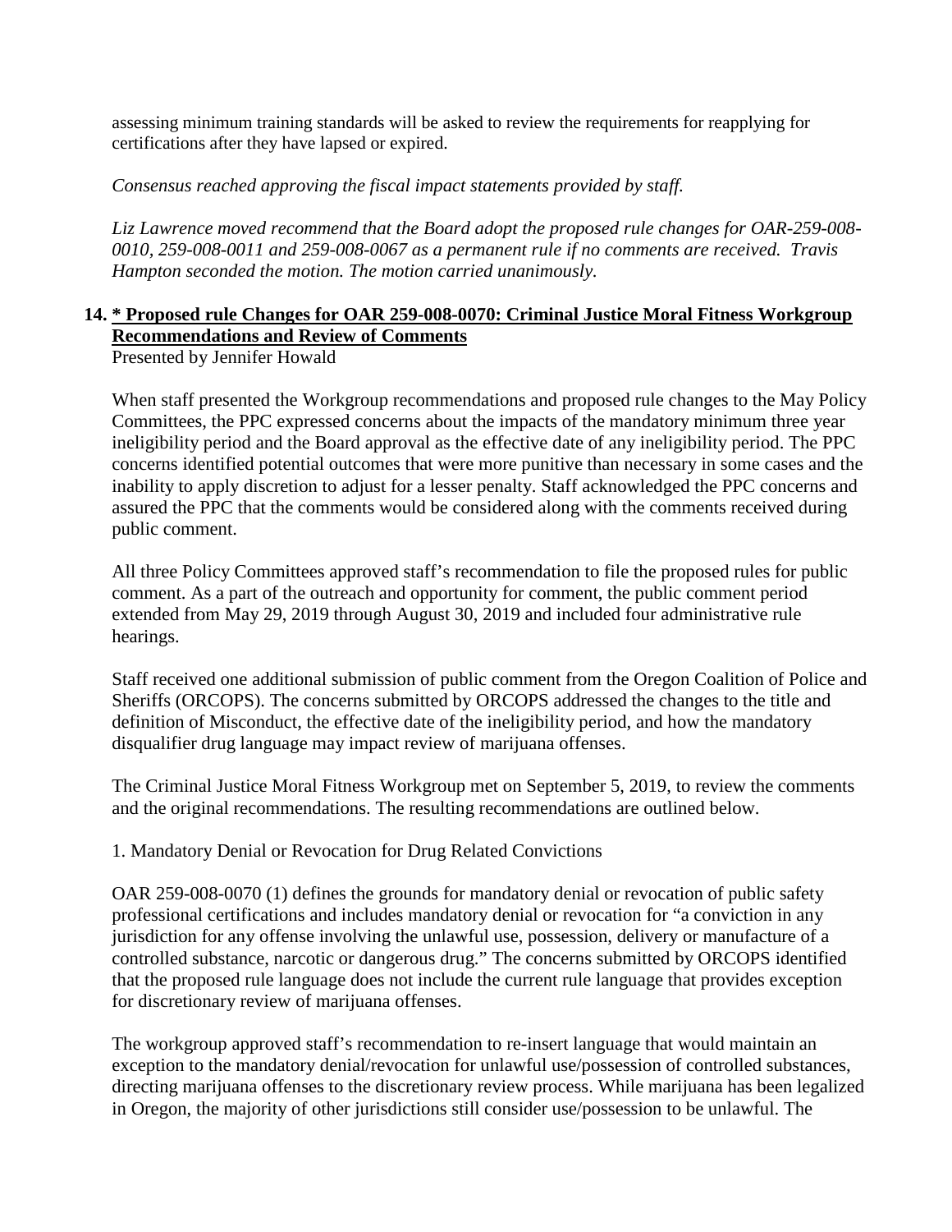assessing minimum training standards will be asked to review the requirements for reapplying for certifications after they have lapsed or expired.

*Consensus reached approving the fiscal impact statements provided by staff.*

*Liz Lawrence moved recommend that the Board adopt the proposed rule changes for OAR-259-008-0010, 259-008-0011 and 259-008-0067 as a permanent rule if no comments are received. Travis Hampton seconded the motion. The motion carried unanimously.*

**14. * Proposed rule Changes for OAR 259-008-0070: Criminal Justice Moral Fitness Workgroup Recommendations and Review of Comments**

Presented by Jennifer Howald

When staff presented the Workgroup recommendations and proposed rule changes to the May Policy Committees, the PPC expressed concerns about the impacts of the mandatory minimum three year ineligibility period and the Board approval as the effective date of any ineligibility period. The PPC concerns identified potential outcomes that were more punitive than necessary in some cases and the inability to apply discretion to adjust for a lesser penalty. Staff acknowledged the PPC concerns and assured the PPC that the comments would be considered along with the comments received during public comment.

All three Policy Committees approved staff's recommendation to file the proposed rules for public comment. As a part of the outreach and opportunity for comment, the public comment period extended from May 29, 2019 through August 30, 2019 and included four administrative rule hearings.

Staff received one additional submission of public comment from the Oregon Coalition of Police and Sheriffs (ORCOPS). The concerns submitted by ORCOPS addressed the changes to the title and definition of Misconduct, the effective date of the ineligibility period, and how the mandatory disqualifier drug language may impact review of marijuana offenses.

The Criminal Justice Moral Fitness Workgroup met on September 5, 2019, to review the comments and the original recommendations. The resulting recommendations are outlined below.

1. Mandatory Denial or Revocation for Drug Related Convictions

OAR 259-008-0070 (1) defines the grounds for mandatory denial or revocation of public safety professional certifications and includes mandatory denial or revocation for "a conviction in any jurisdiction for any offense involving the unlawful use, possession, delivery or manufacture of a controlled substance, narcotic or dangerous drug." The concerns submitted by ORCOPS identified that the proposed rule language does not include the current rule language that provides exception for discretionary review of marijuana offenses.

The workgroup approved staff's recommendation to re-insert language that would maintain an exception to the mandatory denial/revocation for unlawful use/possession of controlled substances, directing marijuana offenses to the discretionary review process. While marijuana has been legalized in Oregon, the majority of other jurisdictions still consider use/possession to be unlawful. The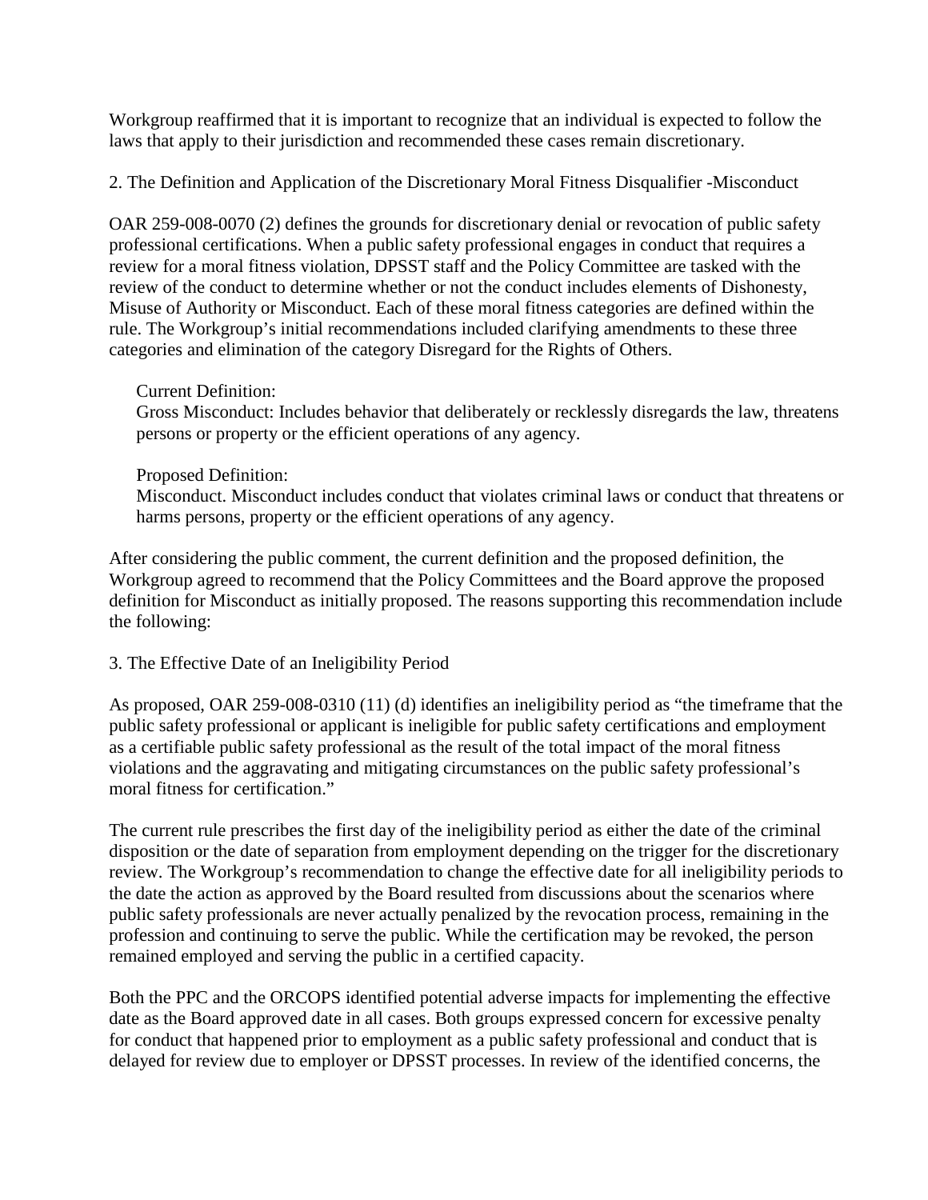Workgroup reaffirmed that it is important to recognize that an individual is expected to follow the laws that apply to their jurisdiction and recommended these cases remain discretionary.

2. The Definition and Application of the Discretionary Moral Fitness Disqualifier -Misconduct

OAR 259-008-0070 (2) defines the grounds for discretionary denial or revocation of public safety professional certifications. When a public safety professional engages in conduct that requires a review for a moral fitness violation, DPSST staff and the Policy Committee are tasked with the review of the conduct to determine whether or not the conduct includes elements of Dishonesty, Misuse of Authority or Misconduct. Each of these moral fitness categories are defined within the rule. The Workgroup's initial recommendations included clarifying amendments to these three categories and elimination of the category Disregard for the Rights of Others.

> Current Definition:
> Gross Misconduct: Includes behavior that deliberately or recklessly disregards the law, threatens persons or property or the efficient operations of any agency.
>
> Proposed Definition:
> Misconduct. Misconduct includes conduct that violates criminal laws or conduct that threatens or harms persons, property or the efficient operations of any agency.

After considering the public comment, the current definition and the proposed definition, the Workgroup agreed to recommend that the Policy Committees and the Board approve the proposed definition for Misconduct as initially proposed. The reasons supporting this recommendation include the following:

3. The Effective Date of an Ineligibility Period

As proposed, OAR 259-008-0310 (11) (d) identifies an ineligibility period as "the timeframe that the public safety professional or applicant is ineligible for public safety certifications and employment as a certifiable public safety professional as the result of the total impact of the moral fitness violations and the aggravating and mitigating circumstances on the public safety professional's moral fitness for certification."

The current rule prescribes the first day of the ineligibility period as either the date of the criminal disposition or the date of separation from employment depending on the trigger for the discretionary review. The Workgroup's recommendation to change the effective date for all ineligibility periods to the date the action as approved by the Board resulted from discussions about the scenarios where public safety professionals are never actually penalized by the revocation process, remaining in the profession and continuing to serve the public. While the certification may be revoked, the person remained employed and serving the public in a certified capacity.

Both the PPC and the ORCOPS identified potential adverse impacts for implementing the effective date as the Board approved date in all cases. Both groups expressed concern for excessive penalty for conduct that happened prior to employment as a public safety professional and conduct that is delayed for review due to employer or DPSST processes. In review of the identified concerns, the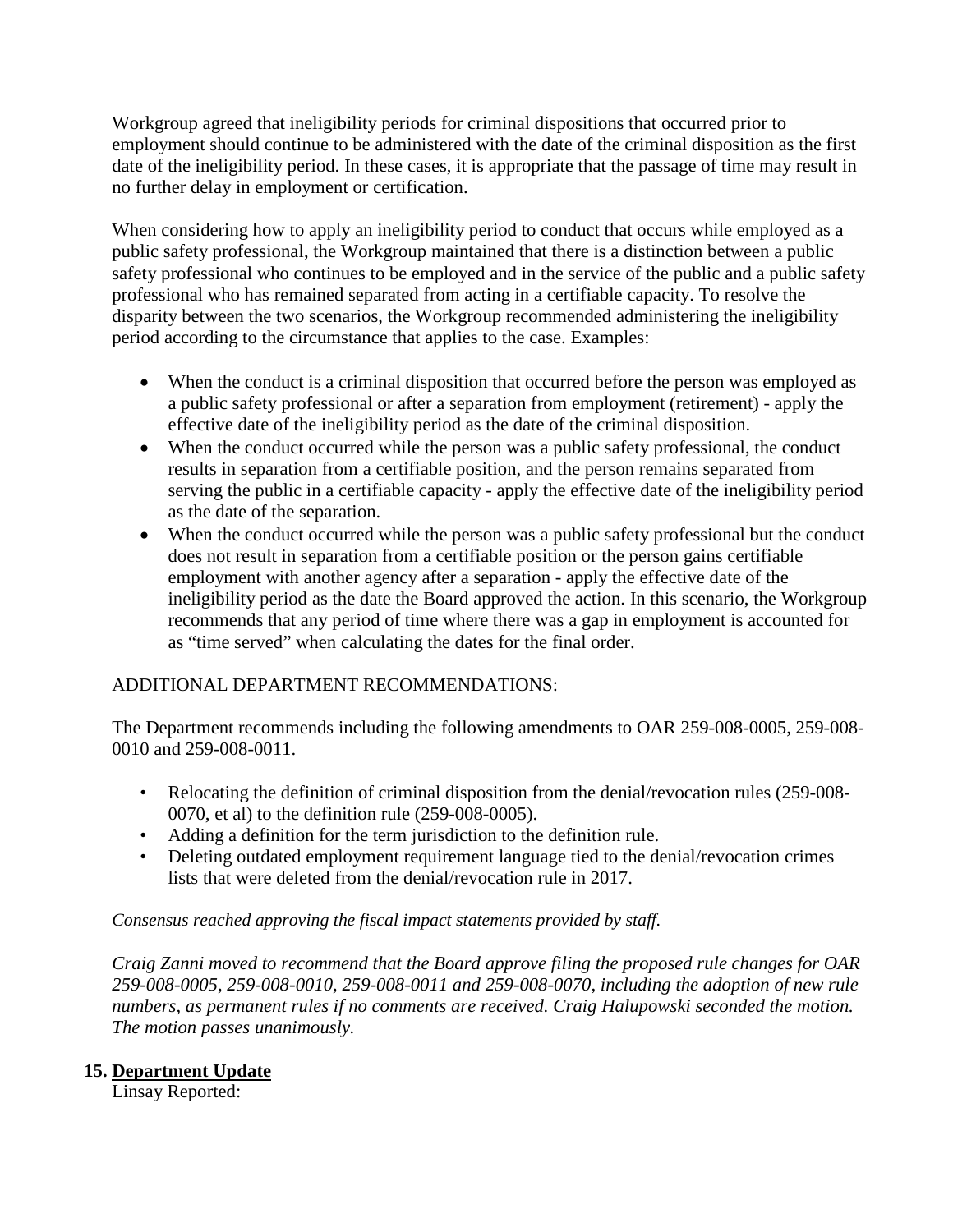Workgroup agreed that ineligibility periods for criminal dispositions that occurred prior to employment should continue to be administered with the date of the criminal disposition as the first date of the ineligibility period. In these cases, it is appropriate that the passage of time may result in no further delay in employment or certification.

When considering how to apply an ineligibility period to conduct that occurs while employed as a public safety professional, the Workgroup maintained that there is a distinction between a public safety professional who continues to be employed and in the service of the public and a public safety professional who has remained separated from acting in a certifiable capacity. To resolve the disparity between the two scenarios, the Workgroup recommended administering the ineligibility period according to the circumstance that applies to the case. Examples:

- When the conduct is a criminal disposition that occurred before the person was employed as a public safety professional or after a separation from employment (retirement) - apply the effective date of the ineligibility period as the date of the criminal disposition.
- When the conduct occurred while the person was a public safety professional, the conduct results in separation from a certifiable position, and the person remains separated from serving the public in a certifiable capacity - apply the effective date of the ineligibility period as the date of the separation.
- When the conduct occurred while the person was a public safety professional but the conduct does not result in separation from a certifiable position or the person gains certifiable employment with another agency after a separation - apply the effective date of the ineligibility period as the date the Board approved the action. In this scenario, the Workgroup recommends that any period of time where there was a gap in employment is accounted for as "time served" when calculating the dates for the final order.

ADDITIONAL DEPARTMENT RECOMMENDATIONS:

The Department recommends including the following amendments to OAR 259-008-0005, 259-008-0010 and 259-008-0011.

- Relocating the definition of criminal disposition from the denial/revocation rules (259-008-0070, et al) to the definition rule (259-008-0005).
- Adding a definition for the term jurisdiction to the definition rule.
- Deleting outdated employment requirement language tied to the denial/revocation crimes lists that were deleted from the denial/revocation rule in 2017.

*Consensus reached approving the fiscal impact statements provided by staff.*

*Craig Zanni moved to recommend that the Board approve filing the proposed rule changes for OAR 259-008-0005, 259-008-0010, 259-008-0011 and 259-008-0070, including the adoption of new rule numbers, as permanent rules if no comments are received. Craig Halupowski seconded the motion. The motion passes unanimously.*

## 15. Department Update

Linsay Reported: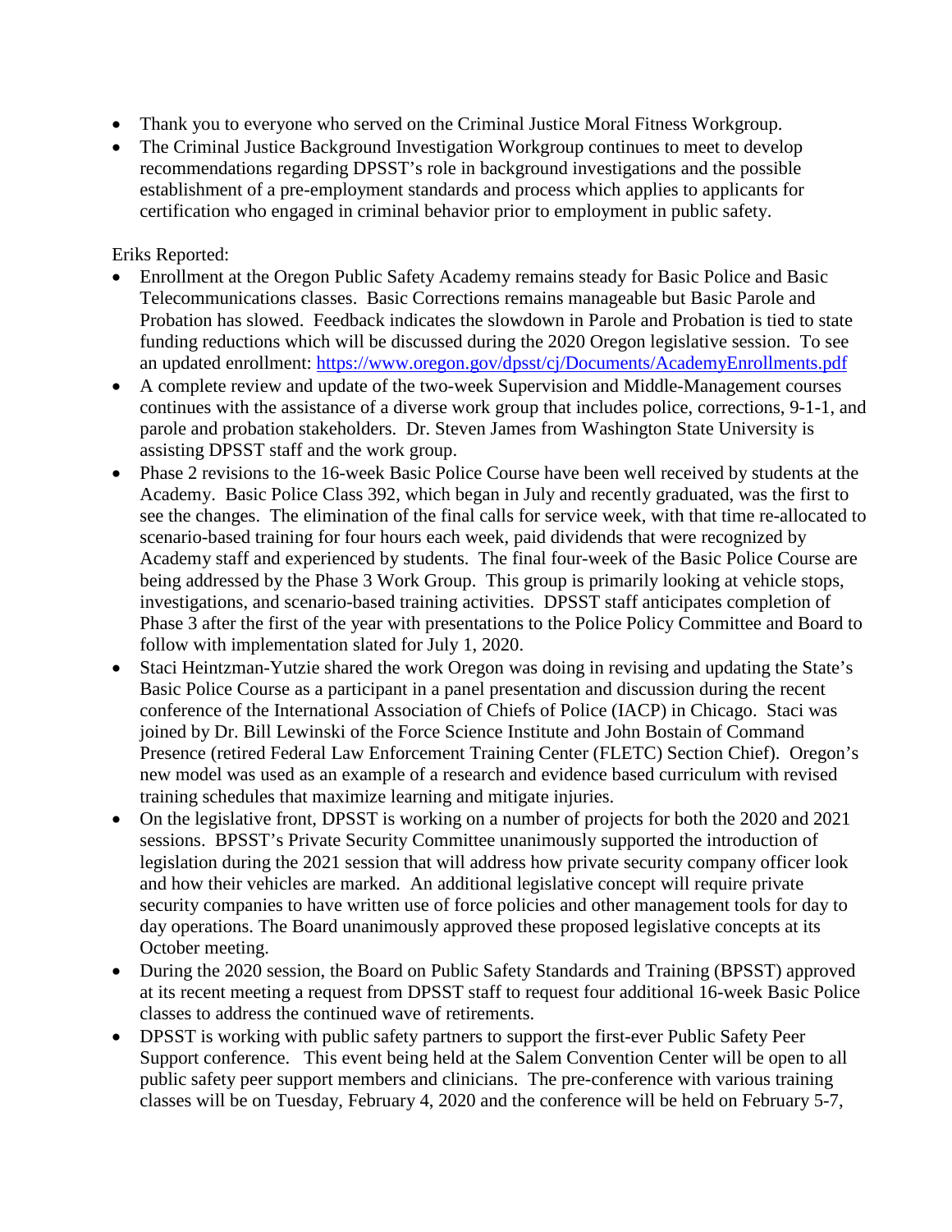- Thank you to everyone who served on the Criminal Justice Moral Fitness Workgroup.
- The Criminal Justice Background Investigation Workgroup continues to meet to develop recommendations regarding DPSST's role in background investigations and the possible establishment of a pre-employment standards and process which applies to applicants for certification who engaged in criminal behavior prior to employment in public safety.

Eriks Reported:

- Enrollment at the Oregon Public Safety Academy remains steady for Basic Police and Basic Telecommunications classes. Basic Corrections remains manageable but Basic Parole and Probation has slowed. Feedback indicates the slowdown in Parole and Probation is tied to state funding reductions which will be discussed during the 2020 Oregon legislative session. To see an updated enrollment: https://www.oregon.gov/dpsst/cj/Documents/AcademyEnrollments.pdf
- A complete review and update of the two-week Supervision and Middle-Management courses continues with the assistance of a diverse work group that includes police, corrections, 9-1-1, and parole and probation stakeholders. Dr. Steven James from Washington State University is assisting DPSST staff and the work group.
- Phase 2 revisions to the 16-week Basic Police Course have been well received by students at the Academy. Basic Police Class 392, which began in July and recently graduated, was the first to see the changes. The elimination of the final calls for service week, with that time re-allocated to scenario-based training for four hours each week, paid dividends that were recognized by Academy staff and experienced by students. The final four-week of the Basic Police Course are being addressed by the Phase 3 Work Group. This group is primarily looking at vehicle stops, investigations, and scenario-based training activities. DPSST staff anticipates completion of Phase 3 after the first of the year with presentations to the Police Policy Committee and Board to follow with implementation slated for July 1, 2020.
- Staci Heintzman-Yutzie shared the work Oregon was doing in revising and updating the State's Basic Police Course as a participant in a panel presentation and discussion during the recent conference of the International Association of Chiefs of Police (IACP) in Chicago. Staci was joined by Dr. Bill Lewinski of the Force Science Institute and John Bostain of Command Presence (retired Federal Law Enforcement Training Center (FLETC) Section Chief). Oregon's new model was used as an example of a research and evidence based curriculum with revised training schedules that maximize learning and mitigate injuries.
- On the legislative front, DPSST is working on a number of projects for both the 2020 and 2021 sessions. BPSST's Private Security Committee unanimously supported the introduction of legislation during the 2021 session that will address how private security company officer look and how their vehicles are marked. An additional legislative concept will require private security companies to have written use of force policies and other management tools for day to day operations. The Board unanimously approved these proposed legislative concepts at its October meeting.
- During the 2020 session, the Board on Public Safety Standards and Training (BPSST) approved at its recent meeting a request from DPSST staff to request four additional 16-week Basic Police classes to address the continued wave of retirements.
- DPSST is working with public safety partners to support the first-ever Public Safety Peer Support conference. This event being held at the Salem Convention Center will be open to all public safety peer support members and clinicians. The pre-conference with various training classes will be on Tuesday, February 4, 2020 and the conference will be held on February 5-7,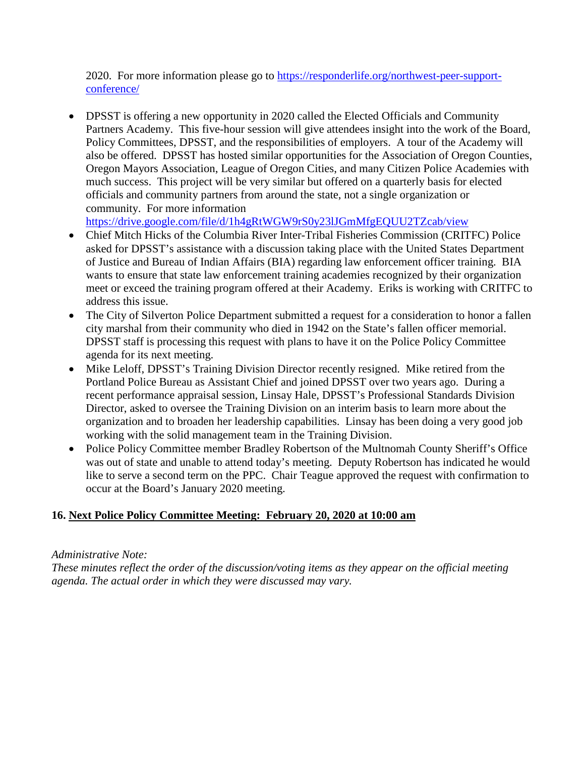2020. For more information please go to [https://responderlife.org/northwest-peer-support-conference/](https://responderlife.org/northwest-peer-support-conference/)

- DPSST is offering a new opportunity in 2020 called the Elected Officials and Community Partners Academy. This five-hour session will give attendees insight into the work of the Board, Policy Committees, DPSST, and the responsibilities of employers. A tour of the Academy will also be offered. DPSST has hosted similar opportunities for the Association of Oregon Counties, Oregon Mayors Association, League of Oregon Cities, and many Citizen Police Academies with much success. This project will be very similar but offered on a quarterly basis for elected officials and community partners from around the state, not a single organization or community. For more information [https://drive.google.com/file/d/1h4gRtWGW9rS0y23lJGmMfgEQUU2TZcab/view](https://drive.google.com/file/d/1h4gRtWGW9rS0y23lJGmMfgEQUU2TZcab/view)
- Chief Mitch Hicks of the Columbia River Inter-Tribal Fisheries Commission (CRITFC) Police asked for DPSST's assistance with a discussion taking place with the United States Department of Justice and Bureau of Indian Affairs (BIA) regarding law enforcement officer training. BIA wants to ensure that state law enforcement training academies recognized by their organization meet or exceed the training program offered at their Academy. Eriks is working with CRITFC to address this issue.
- The City of Silverton Police Department submitted a request for a consideration to honor a fallen city marshal from their community who died in 1942 on the State's fallen officer memorial. DPSST staff is processing this request with plans to have it on the Police Policy Committee agenda for its next meeting.
- Mike Leloff, DPSST's Training Division Director recently resigned. Mike retired from the Portland Police Bureau as Assistant Chief and joined DPSST over two years ago. During a recent performance appraisal session, Linsay Hale, DPSST's Professional Standards Division Director, asked to oversee the Training Division on an interim basis to learn more about the organization and to broaden her leadership capabilities. Linsay has been doing a very good job working with the solid management team in the Training Division.
- Police Policy Committee member Bradley Robertson of the Multnomah County Sheriff's Office was out of state and unable to attend today's meeting. Deputy Robertson has indicated he would like to serve a second term on the PPC. Chair Teague approved the request with confirmation to occur at the Board's January 2020 meeting.

## 16. Next Police Policy Committee Meeting: February 20, 2020 at 10:00 am

*Administrative Note:*
*These minutes reflect the order of the discussion/voting items as they appear on the official meeting agenda. The actual order in which they were discussed may vary.*